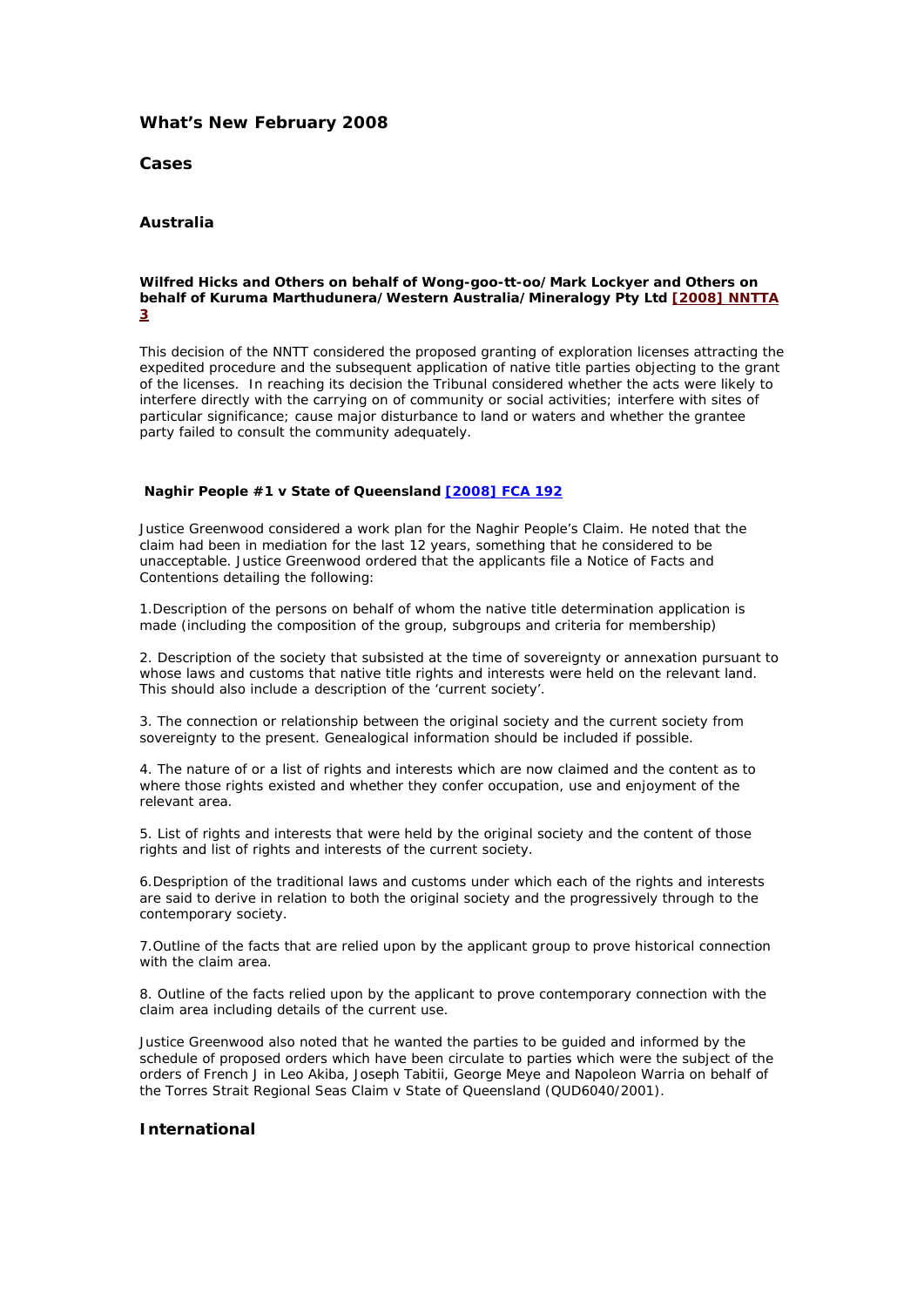## What's New February 2008

### Cases

#### Australia

**Wilfred Hicks and Others on behalf of Wong-goo-tt-oo/Mark Lockyer and Others on behalf of Kuruma Marthudunera/Western Australia/Mineralogy Pty Ltd [[2008] NNTTA 3]**

This decision of the NNTT considered the proposed granting of exploration licenses attracting the expedited procedure and the subsequent application of native title parties objecting to the grant of the licenses. In reaching its decision the Tribunal considered whether the acts were likely to interfere directly with the carrying on of community or social activities; interfere with sites of particular significance; cause major disturbance to land or waters and whether the grantee party failed to consult the community adequately.

**Naghir People #1 v State of Queensland [[2008] FCA 192]**

Justice Greenwood considered a work plan for the Naghir People's Claim. He noted that the claim had been in mediation for the last 12 years, something that he considered to be unacceptable. Justice Greenwood ordered that the applicants file a Notice of Facts and Contentions detailing the following:

1.Description of the persons on behalf of whom the native title determination application is made (including the composition of the group, subgroups and criteria for membership)

2. Description of the society that subsisted at the time of sovereignty or annexation pursuant to whose laws and customs that native title rights and interests were held on the relevant land. This should also include a description of the 'current society'.

3. The connection or relationship between the original society and the current society from sovereignty to the present. Genealogical information should be included if possible.

4. The nature of or a list of rights and interests which are now claimed and the content as to where those rights existed and whether they confer occupation, use and enjoyment of the relevant area.

5. List of rights and interests that were held by the original society and the content of those rights and list of rights and interests of the current society.

6.Despription of the traditional laws and customs under which each of the rights and interests are said to derive in relation to both the original society and the progressively through to the contemporary society.

7.Outline of the facts that are relied upon by the applicant group to prove historical connection with the claim area.

8. Outline of the facts relied upon by the applicant to prove contemporary connection with the claim area including details of the current use.

Justice Greenwood also noted that he wanted the parties to be guided and informed by the schedule of proposed orders which have been circulate to parties which were the subject of the orders of French J in Leo Akiba, Joseph Tabitii, George Meye and Napoleon Warria on behalf of the Torres Strait Regional Seas Claim v State of Queensland (QUD6040/2001).

#### International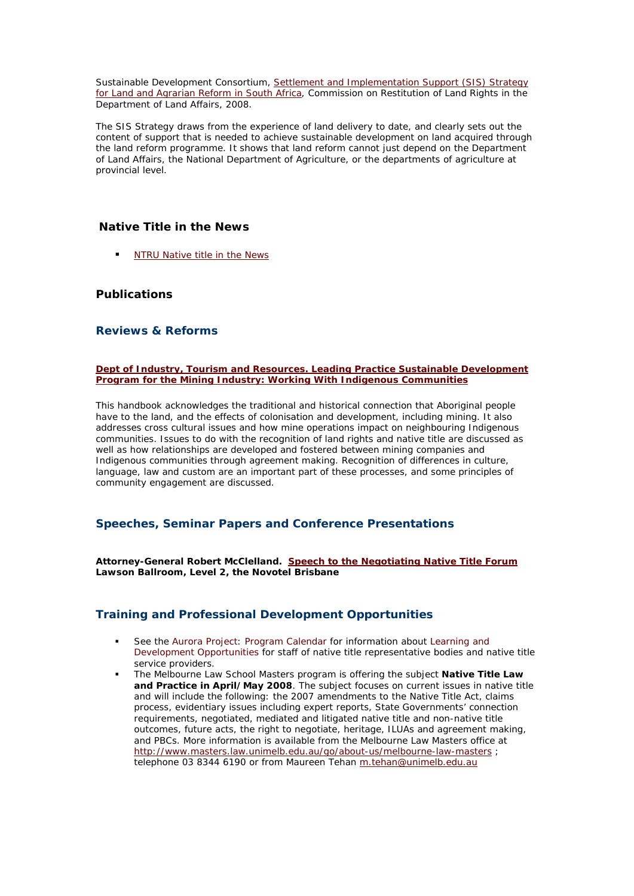Sustainable Development Consortium, Settlement and Implementation Support (SIS) Strategy for Land and Agrarian Reform in South Africa, Commission on Restitution of Land Rights in the Department of Land Affairs, 2008.

The SIS Strategy draws from the experience of land delivery to date, and clearly sets out the content of support that is needed to achieve sustainable development on land acquired through the land reform programme. It shows that land reform cannot just depend on the Department of Land Affairs, the National Department of Agriculture, or the departments of agriculture at provincial level.

## Native Title in the News

- NTRU Native title in the News

## Publications

### Reviews & Reforms

**Dept of Industry, Tourism and Resources. Leading Practice Sustainable Development Program for the Mining Industry: Working With Indigenous Communities**

This handbook acknowledges the traditional and historical connection that Aboriginal people have to the land, and the effects of colonisation and development, including mining. It also addresses cross cultural issues and how mine operations impact on neighbouring Indigenous communities. Issues to do with the recognition of land rights and native title are discussed as well as how relationships are developed and fostered between mining companies and Indigenous communities through agreement making. Recognition of differences in culture, language, law and custom are an important part of these processes, and some principles of community engagement are discussed.

### Speeches, Seminar Papers and Conference Presentations

**Attorney-General Robert McClelland. Speech to the Negotiating Native Title Forum Lawson Ballroom, Level 2, the Novotel Brisbane**

### Training and Professional Development Opportunities

- See the Aurora Project: Program Calendar for information about Learning and Development Opportunities for staff of native title representative bodies and native title service providers.
- The Melbourne Law School Masters program is offering the subject **Native Title Law and Practice in April/May 2008**. The subject focuses on current issues in native title and will include the following: the 2007 amendments to the Native Title Act, claims process, evidentiary issues including expert reports, State Governments' connection requirements, negotiated, mediated and litigated native title and non-native title outcomes, future acts, the right to negotiate, heritage, ILUAs and agreement making, and PBCs. More information is available from the Melbourne Law Masters office at http://www.masters.law.unimelb.edu.au/go/about-us/melbourne-law-masters ; telephone 03 8344 6190 or from Maureen Tehan m.tehan@unimelb.edu.au